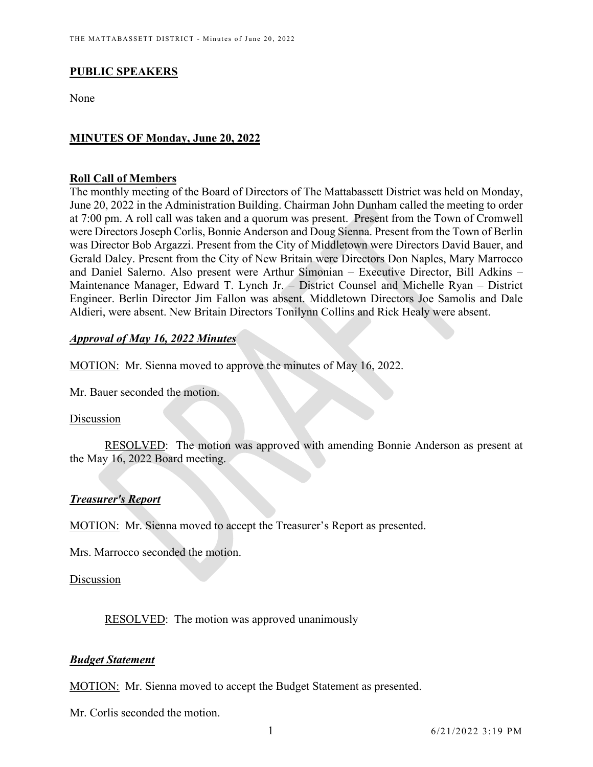## PUBLIC SPEAKERS

None

## MINUTES OF Monday, June 20, 2022

### Roll Call of Members

The monthly meeting of the Board of Directors of The Mattabassett District was held on Monday, June 20, 2022 in the Administration Building. Chairman John Dunham called the meeting to order at 7:00 pm. A roll call was taken and a quorum was present. Present from the Town of Cromwell were Directors Joseph Corlis, Bonnie Anderson and Doug Sienna. Present from the Town of Berlin was Director Bob Argazzi. Present from the City of Middletown were Directors David Bauer, and Gerald Daley. Present from the City of New Britain were Directors Don Naples, Mary Marrocco and Daniel Salerno. Also present were Arthur Simonian – Executive Director, Bill Adkins – Maintenance Manager, Edward T. Lynch Jr. – District Counsel and Michelle Ryan – District Engineer. Berlin Director Jim Fallon was absent. Middletown Directors Joe Samolis and Dale Aldieri, were absent. New Britain Directors Tonilynn Collins and Rick Healy were absent.

### *Approval of May 16, 2022 Minutes*

MOTION: Mr. Sienna moved to approve the minutes of May 16, 2022.

Mr. Bauer seconded the motion.

Discussion

RESOLVED: The motion was approved with amending Bonnie Anderson as present at the May 16, 2022 Board meeting.

### *Treasurer's Report*

MOTION: Mr. Sienna moved to accept the Treasurer's Report as presented.

Mrs. Marrocco seconded the motion.

Discussion

RESOLVED: The motion was approved unanimously

### *Budget Statement*

MOTION: Mr. Sienna moved to accept the Budget Statement as presented.

Mr. Corlis seconded the motion.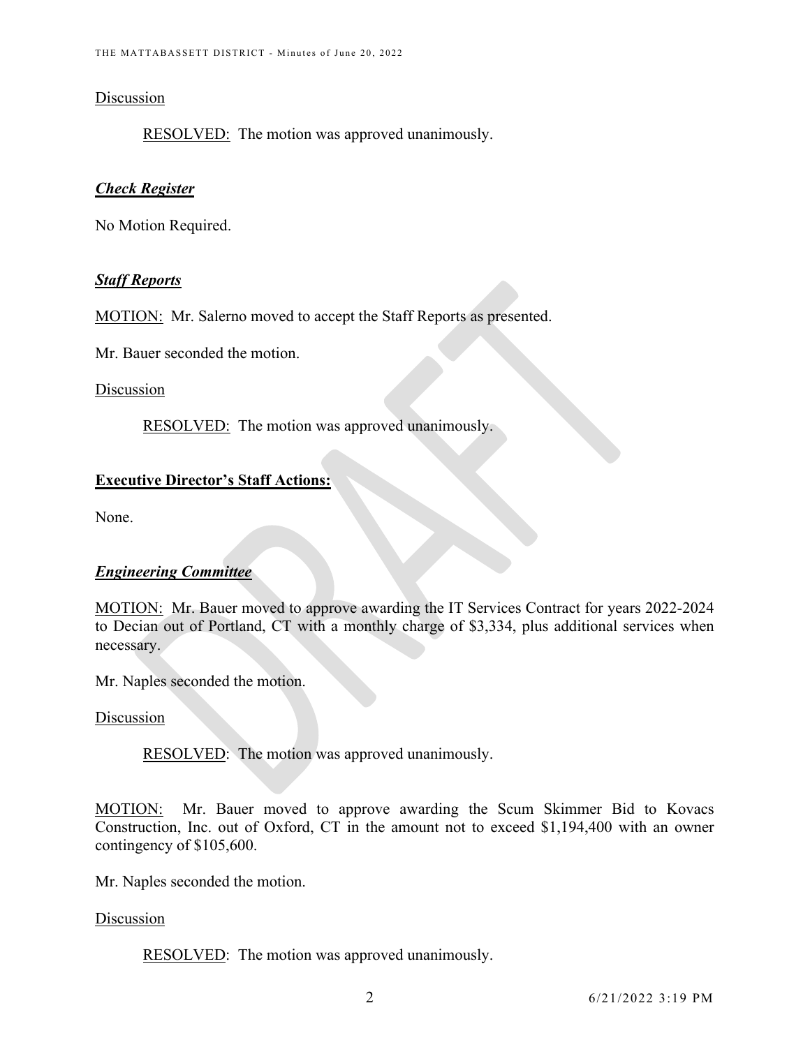Discussion

RESOLVED: The motion was approved unanimously.

***Check Register***

No Motion Required.

***Staff Reports***

MOTION: Mr. Salerno moved to accept the Staff Reports as presented.

Mr. Bauer seconded the motion.

Discussion

RESOLVED: The motion was approved unanimously.

**Executive Director's Staff Actions:**

None.

***Engineering Committee***

MOTION: Mr. Bauer moved to approve awarding the IT Services Contract for years 2022-2024 to Decian out of Portland, CT with a monthly charge of $3,334, plus additional services when necessary.

Mr. Naples seconded the motion.

Discussion

RESOLVED: The motion was approved unanimously.

MOTION: Mr. Bauer moved to approve awarding the Scum Skimmer Bid to Kovacs Construction, Inc. out of Oxford, CT in the amount not to exceed $1,194,400 with an owner contingency of $105,600.

Mr. Naples seconded the motion.

Discussion

RESOLVED: The motion was approved unanimously.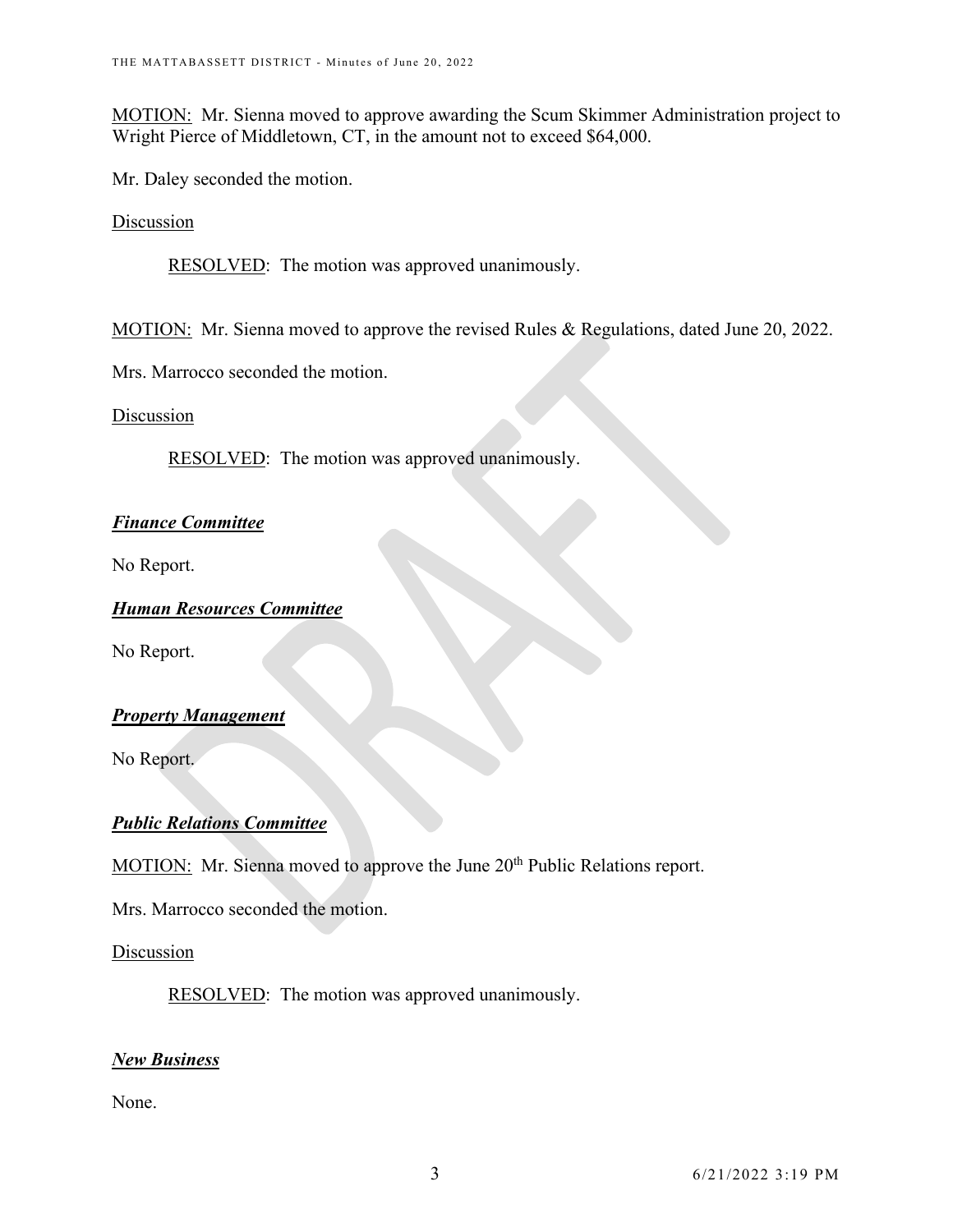MOTION: Mr. Sienna moved to approve awarding the Scum Skimmer Administration project to Wright Pierce of Middletown, CT, in the amount not to exceed $64,000.

Mr. Daley seconded the motion.

Discussion

RESOLVED: The motion was approved unanimously.

MOTION: Mr. Sienna moved to approve the revised Rules & Regulations, dated June 20, 2022.

Mrs. Marrocco seconded the motion.

Discussion

RESOLVED: The motion was approved unanimously.

***Finance Committee***

No Report.

***Human Resources Committee***

No Report.

***Property Management***

No Report.

***Public Relations Committee***

MOTION: Mr. Sienna moved to approve the June 20th Public Relations report.

Mrs. Marrocco seconded the motion.

Discussion

RESOLVED: The motion was approved unanimously.

***New Business***

None.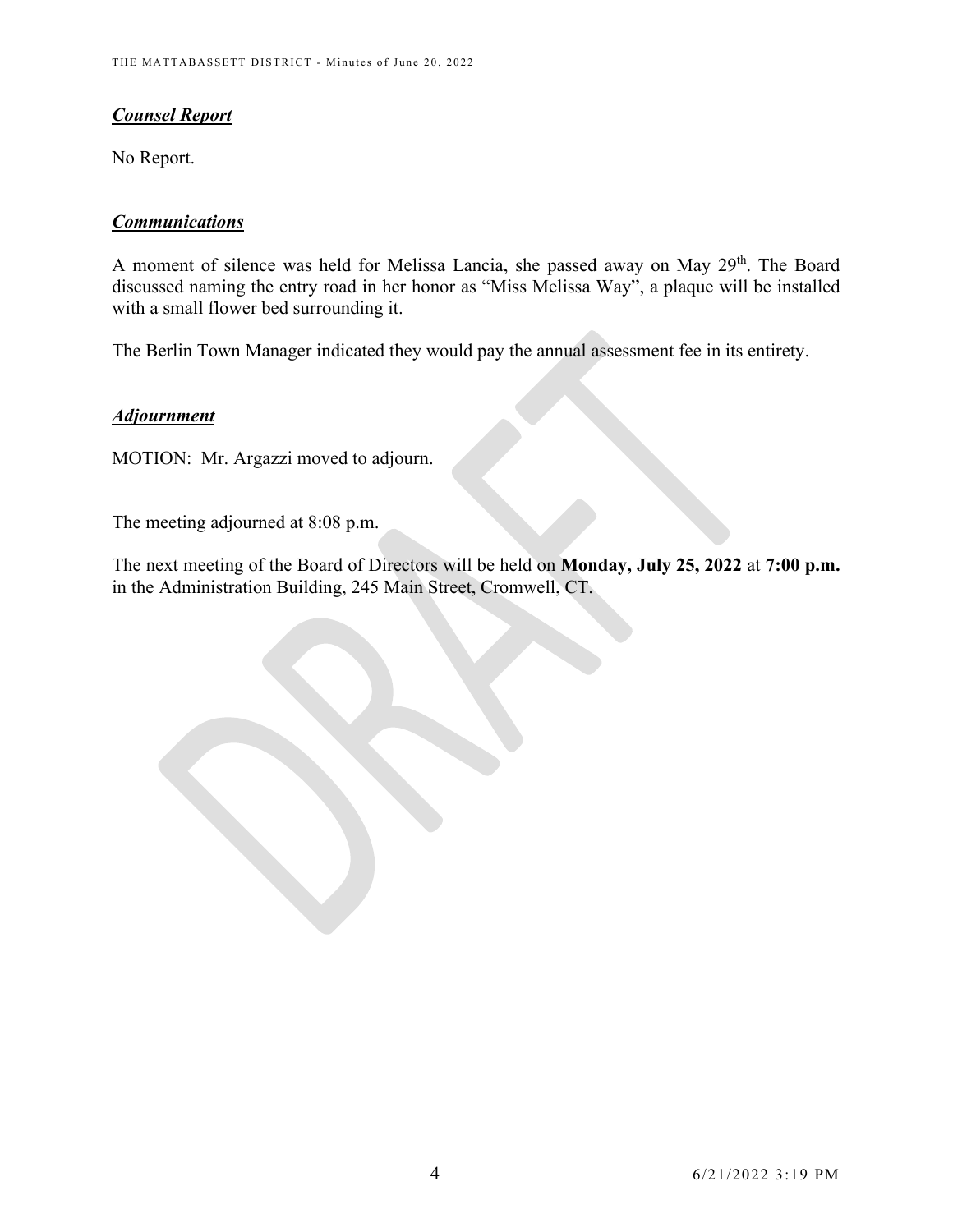***Counsel Report***

No Report.

***Communications***

A moment of silence was held for Melissa Lancia, she passed away on May 29th. The Board discussed naming the entry road in her honor as "Miss Melissa Way", a plaque will be installed with a small flower bed surrounding it.

The Berlin Town Manager indicated they would pay the annual assessment fee in its entirety.

***Adjournment***

MOTION: Mr. Argazzi moved to adjourn.

The meeting adjourned at 8:08 p.m.

The next meeting of the Board of Directors will be held on **Monday, July 25, 2022** at **7:00 p.m.** in the Administration Building, 245 Main Street, Cromwell, CT.